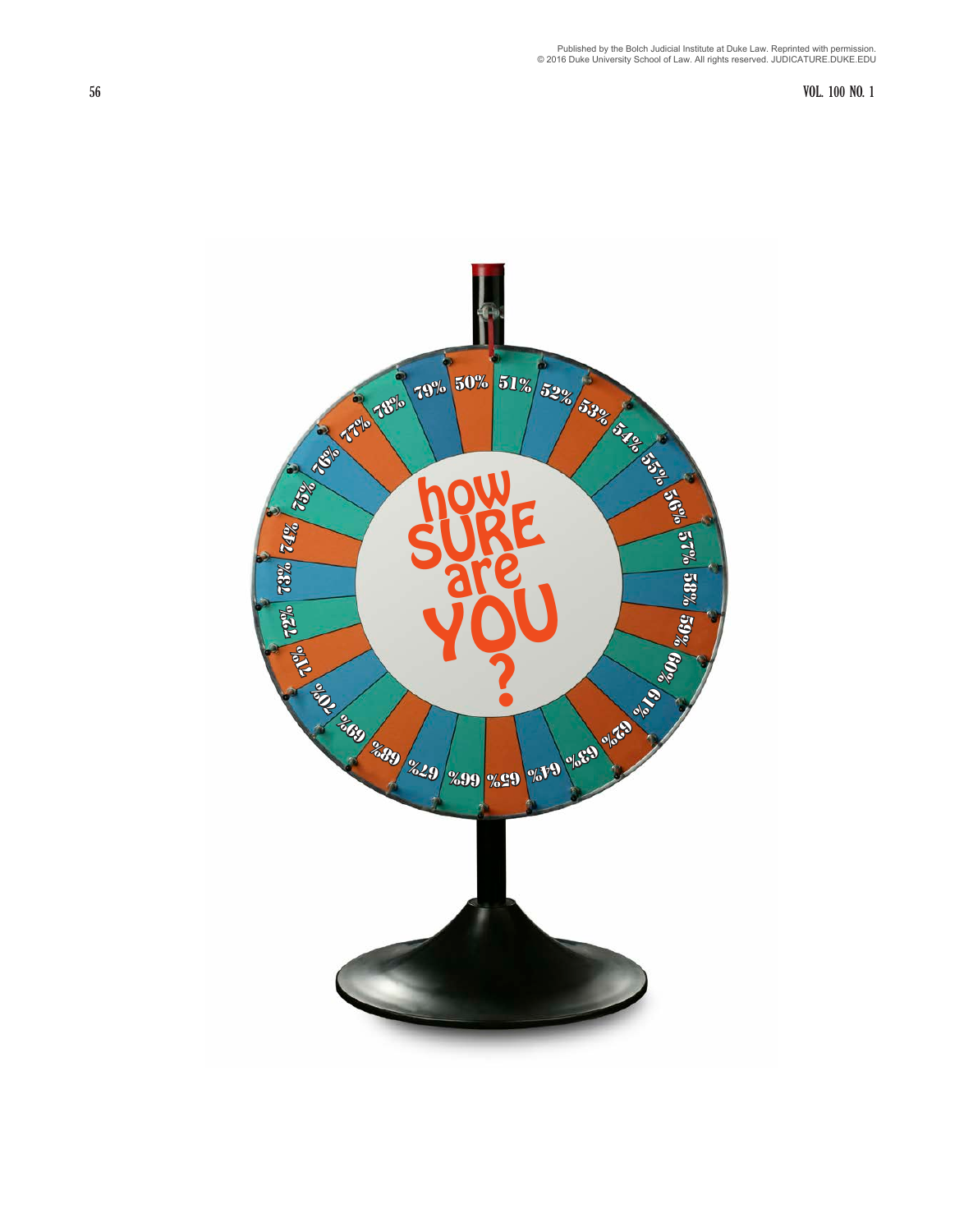# how SURE are YOU?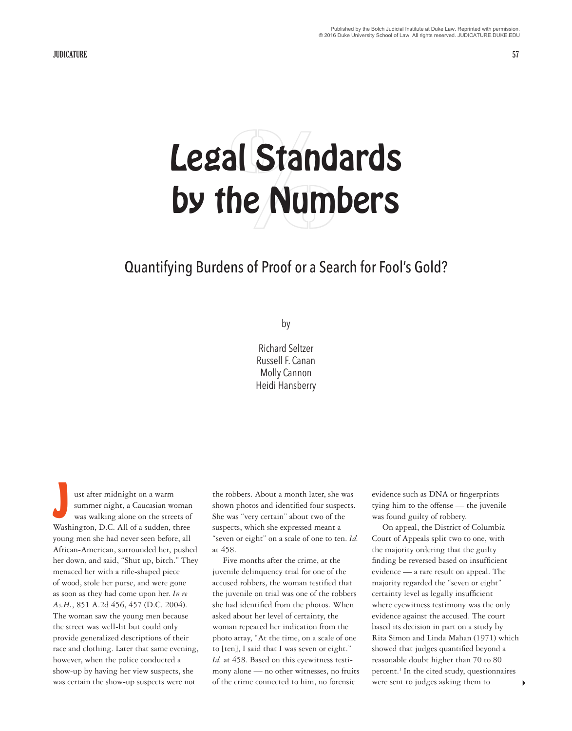# Legal Standards by the Numbers

## Quantifying Burdens of Proof or a Search for Fool's Gold?

by

Richard Seltzer
Russell F. Canan
Molly Cannon
Heidi Hansberry

Just after midnight on a warm summer night, a Caucasian woman was walking alone on the streets of Washington, D.C. All of a sudden, three young men she had never seen before, all African-American, surrounded her, pushed her down, and said, "Shut up, bitch." They menaced her with a rifle-shaped piece of wood, stole her purse, and were gone as soon as they had come upon her. *In re As.H.*, 851 A.2d 456, 457 (D.C. 2004). The woman saw the young men because the street was well-lit but could only provide generalized descriptions of their race and clothing. Later that same evening, however, when the police conducted a show-up by having her view suspects, she was certain the show-up suspects were not the robbers. About a month later, she was shown photos and identified four suspects. She was "very certain" about two of the suspects, which she expressed meant a "seven or eight" on a scale of one to ten. *Id.* at 458.

Five months after the crime, at the juvenile delinquency trial for one of the accused robbers, the woman testified that the juvenile on trial was one of the robbers she had identified from the photos. When asked about her level of certainty, the woman repeated her indication from the photo array, "At the time, on a scale of one to [ten], I said that I was seven or eight." *Id.* at 458. Based on this eyewitness testimony alone — no other witnesses, no fruits of the crime connected to him, no forensic evidence such as DNA or fingerprints tying him to the offense — the juvenile was found guilty of robbery.

On appeal, the District of Columbia Court of Appeals split two to one, with the majority ordering that the guilty finding be reversed based on insufficient evidence — a rare result on appeal. The majority regarded the "seven or eight" certainty level as legally insufficient where eyewitness testimony was the only evidence against the accused. The court based its decision in part on a study by Rita Simon and Linda Mahan (1971) which showed that judges quantified beyond a reasonable doubt higher than 70 to 80 percent.[1] In the cited study, questionnaires were sent to judges asking them to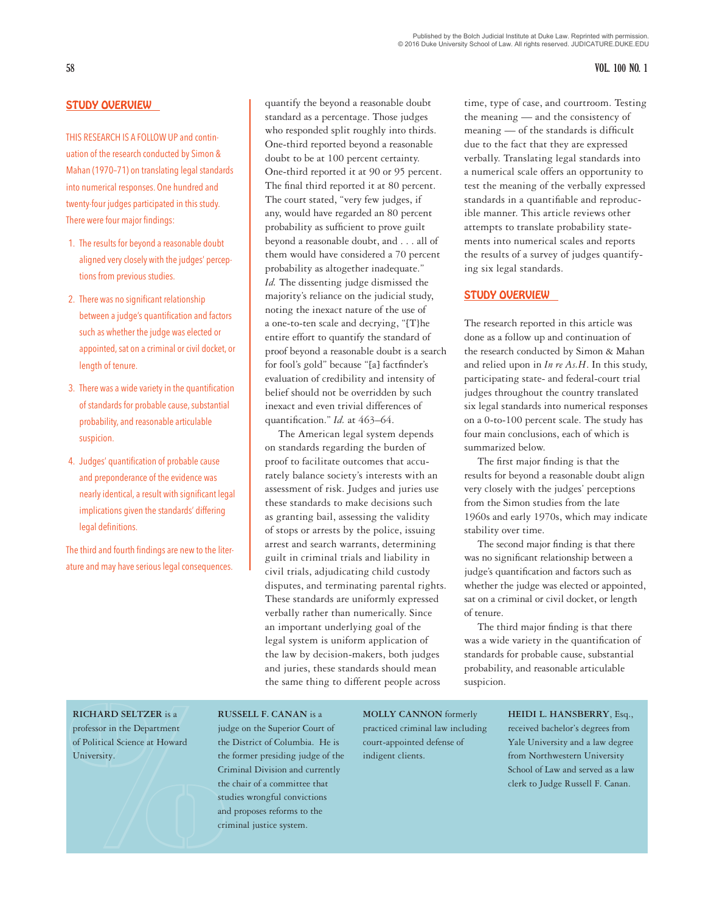## STUDY OVERVIEW

THIS RESEARCH IS A FOLLOW UP and continuation of the research conducted by Simon & Mahan (1970–71) on translating legal standards into numerical responses. One hundred and twenty-four judges participated in this study. There were four major findings:

1. The results for beyond a reasonable doubt aligned very closely with the judges' perceptions from previous studies.
2. There was no significant relationship between a judge's quantification and factors such as whether the judge was elected or appointed, sat on a criminal or civil docket, or length of tenure.
3. There was a wide variety in the quantification of standards for probable cause, substantial probability, and reasonable articulable suspicion.
4. Judges' quantification of probable cause and preponderance of the evidence was nearly identical, a result with significant legal implications given the standards' differing legal definitions.

The third and fourth findings are new to the literature and may have serious legal consequences.

quantify the beyond a reasonable doubt standard as a percentage. Those judges who responded split roughly into thirds. One-third reported beyond a reasonable doubt to be at 100 percent certainty. One-third reported it at 90 or 95 percent. The final third reported it at 80 percent. The court stated, "very few judges, if any, would have regarded an 80 percent probability as sufficient to prove guilt beyond a reasonable doubt, and . . . all of them would have considered a 70 percent probability as altogether inadequate." *Id.* The dissenting judge dismissed the majority's reliance on the judicial study, noting the inexact nature of the use of a one-to-ten scale and decrying, "[T]he entire effort to quantify the standard of proof beyond a reasonable doubt is a search for fool's gold" because "[a] factfinder's evaluation of credibility and intensity of belief should not be overridden by such inexact and even trivial differences of quantification." *Id.* at 463–64.

The American legal system depends on standards regarding the burden of proof to facilitate outcomes that accurately balance society's interests with an assessment of risk. Judges and juries use these standards to make decisions such as granting bail, assessing the validity of stops or arrests by the police, issuing arrest and search warrants, determining guilt in criminal trials and liability in civil trials, adjudicating child custody disputes, and terminating parental rights. These standards are uniformly expressed verbally rather than numerically. Since an important underlying goal of the legal system is uniform application of the law by decision-makers, both judges and juries, these standards should mean the same thing to different people across time, type of case, and courtroom. Testing the meaning — and the consistency of meaning — of the standards is difficult due to the fact that they are expressed verbally. Translating legal standards into a numerical scale offers an opportunity to test the meaning of the verbally expressed standards in a quantifiable and reproducible manner. This article reviews other attempts to translate probability statements into numerical scales and reports the results of a survey of judges quantifying six legal standards.

## STUDY OVERVIEW

The research reported in this article was done as a follow up and continuation of the research conducted by Simon & Mahan and relied upon in *In re As.H*. In this study, participating state- and federal-court trial judges throughout the country translated six legal standards into numerical responses on a 0-to-100 percent scale. The study has four main conclusions, each of which is summarized below.

The first major finding is that the results for beyond a reasonable doubt align very closely with the judges' perceptions from the Simon studies from the late 1960s and early 1970s, which may indicate stability over time.

The second major finding is that there was no significant relationship between a judge's quantification and factors such as whether the judge was elected or appointed, sat on a criminal or civil docket, or length of tenure.

The third major finding is that there was a wide variety in the quantification of standards for probable cause, substantial probability, and reasonable articulable suspicion.

**RICHARD SELTZER** is a professor in the Department of Political Science at Howard University.

**RUSSELL F. CANAN** is a judge on the Superior Court of the District of Columbia. He is the former presiding judge of the Criminal Division and currently the chair of a committee that studies wrongful convictions and proposes reforms to the criminal justice system.

**MOLLY CANNON** formerly practiced criminal law including court-appointed defense of indigent clients.

**HEIDI L. HANSBERRY**, Esq., received bachelor's degrees from Yale University and a law degree from Northwestern University School of Law and served as a law clerk to Judge Russell F. Canan.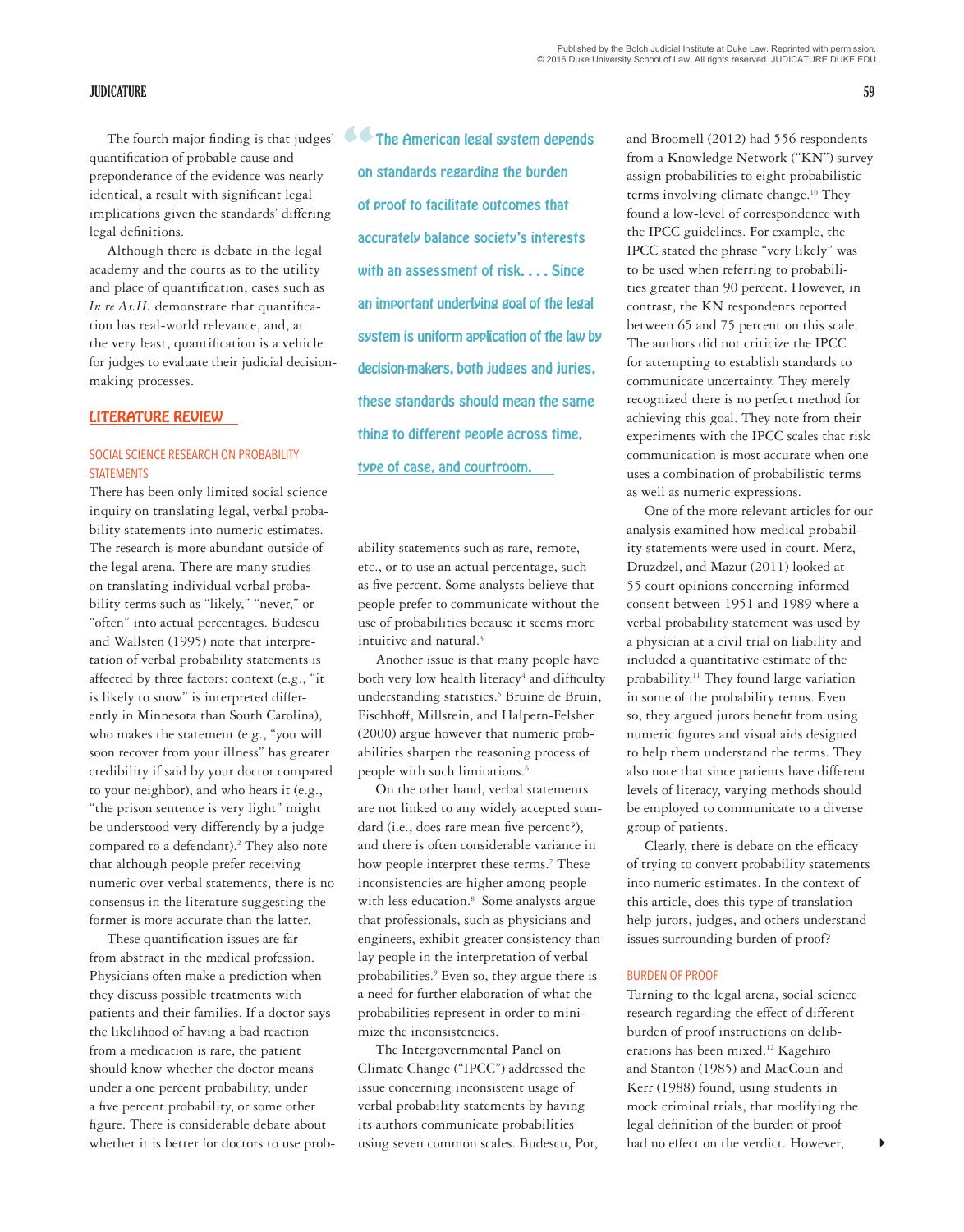The fourth major finding is that judges' quantification of probable cause and preponderance of the evidence was nearly identical, a result with significant legal implications given the standards' differing legal definitions.

Although there is debate in the legal academy and the courts as to the utility and place of quantification, cases such as *In re As.H.* demonstrate that quantification has real-world relevance, and, at the very least, quantification is a vehicle for judges to evaluate their judicial decision-making processes.

> The American legal system depends on standards regarding the burden of proof to facilitate outcomes that accurately balance society's interests with an assessment of risk. . . . Since an important underlying goal of the legal system is uniform application of the law by decision-makers, both judges and juries, these standards should mean the same thing to different people across time, type of case, and courtroom.

## LITERATURE REVIEW

### SOCIAL SCIENCE RESEARCH ON PROBABILITY STATEMENTS

There has been only limited social science inquiry on translating legal, verbal probability statements into numeric estimates. The research is more abundant outside of the legal arena. There are many studies on translating individual verbal probability terms such as "likely," "never," or "often" into actual percentages. Budescu and Wallsten (1995) note that interpretation of verbal probability statements is affected by three factors: context (e.g., "it is likely to snow" is interpreted differently in Minnesota than South Carolina), who makes the statement (e.g., "you will soon recover from your illness" has greater credibility if said by your doctor compared to your neighbor), and who hears it (e.g., "the prison sentence is very light" might be understood very differently by a judge compared to a defendant).[2] They also note that although people prefer receiving numeric over verbal statements, there is no consensus in the literature suggesting the former is more accurate than the latter.

These quantification issues are far from abstract in the medical profession. Physicians often make a prediction when they discuss possible treatments with patients and their families. If a doctor says the likelihood of having a bad reaction from a medication is rare, the patient should know whether the doctor means under a one percent probability, under a five percent probability, or some other figure. There is considerable debate about whether it is better for doctors to use probability statements such as rare, remote, etc., or to use an actual percentage, such as five percent. Some analysts believe that people prefer to communicate without the use of probabilities because it seems more intuitive and natural.[3]

Another issue is that many people have both very low health literacy[4] and difficulty understanding statistics.[5] Bruine de Bruin, Fischhoff, Millstein, and Halpern-Felsher (2000) argue however that numeric probabilities sharpen the reasoning process of people with such limitations.[6]

On the other hand, verbal statements are not linked to any widely accepted standard (i.e., does rare mean five percent?), and there is often considerable variance in how people interpret these terms.[7] These inconsistencies are higher among people with less education.[8] Some analysts argue that professionals, such as physicians and engineers, exhibit greater consistency than lay people in the interpretation of verbal probabilities.[9] Even so, they argue there is a need for further elaboration of what the probabilities represent in order to minimize the inconsistencies.

The Intergovernmental Panel on Climate Change ("IPCC") addressed the issue concerning inconsistent usage of verbal probability statements by having its authors communicate probabilities using seven common scales. Budescu, Por, and Broomell (2012) had 556 respondents from a Knowledge Network ("KN") survey assign probabilities to eight probabilistic terms involving climate change.[10] They found a low-level of correspondence with the IPCC guidelines. For example, the IPCC stated the phrase "very likely" was to be used when referring to probabilities greater than 90 percent. However, in contrast, the KN respondents reported between 65 and 75 percent on this scale. The authors did not criticize the IPCC for attempting to establish standards to communicate uncertainty. They merely recognized there is no perfect method for achieving this goal. They note from their experiments with the IPCC scales that risk communication is most accurate when one uses a combination of probabilistic terms as well as numeric expressions.

One of the more relevant articles for our analysis examined how medical probability statements were used in court. Merz, Druzdzel, and Mazur (2011) looked at 55 court opinions concerning informed consent between 1951 and 1989 where a verbal probability statement was used by a physician at a civil trial on liability and included a quantitative estimate of the probability.[11] They found large variation in some of the probability terms. Even so, they argued jurors benefit from using numeric figures and visual aids designed to help them understand the terms. They also note that since patients have different levels of literacy, varying methods should be employed to communicate to a diverse group of patients.

Clearly, there is debate on the efficacy of trying to convert probability statements into numeric estimates. In the context of this article, does this type of translation help jurors, judges, and others understand issues surrounding burden of proof?

### BURDEN OF PROOF

Turning to the legal arena, social science research regarding the effect of different burden of proof instructions on deliberations has been mixed.[12] Kagehiro and Stanton (1985) and MacCoun and Kerr (1988) found, using students in mock criminal trials, that modifying the legal definition of the burden of proof had no effect on the verdict. However,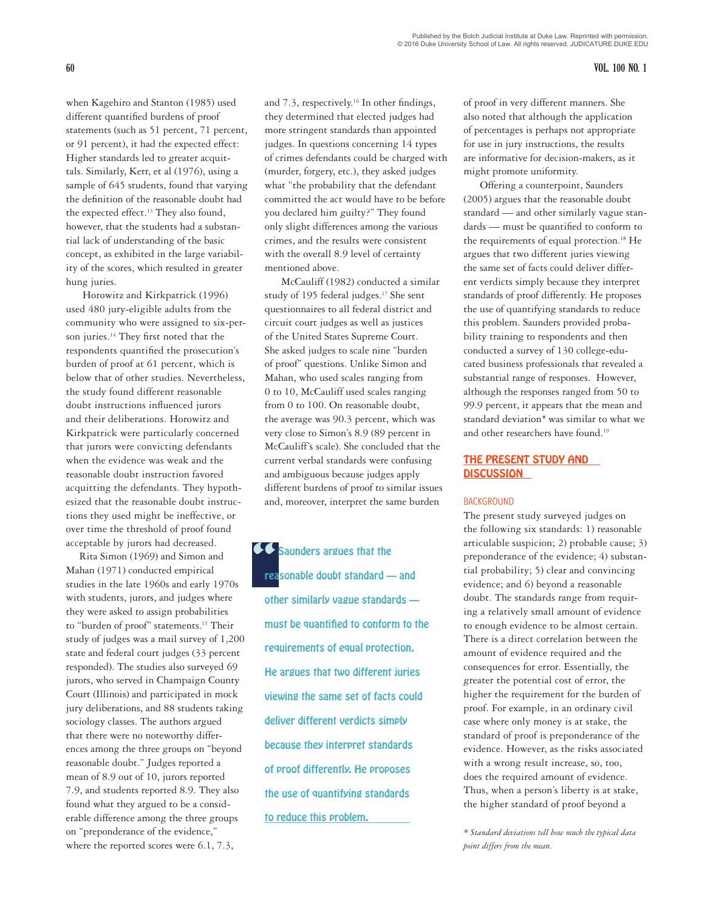when Kagehiro and Stanton (1985) used different quantified burdens of proof statements (such as 51 percent, 71 percent, or 91 percent), it had the expected effect: Higher standards led to greater acquittals. Similarly, Kerr, et al (1976), using a sample of 645 students, found that varying the definition of the reasonable doubt had the expected effect.[13] They also found, however, that the students had a substantial lack of understanding of the basic concept, as exhibited in the large variability of the scores, which resulted in greater hung juries.

Horowitz and Kirkpatrick (1996) used 480 jury-eligible adults from the community who were assigned to six-person juries.[14] They first noted that the respondents quantified the prosecution's burden of proof at 61 percent, which is below that of other studies. Nevertheless, the study found different reasonable doubt instructions influenced jurors and their deliberations. Horowitz and Kirkpatrick were particularly concerned that jurors were convicting defendants when the evidence was weak and the reasonable doubt instruction favored acquitting the defendants. They hypothesized that the reasonable doubt instructions they used might be ineffective, or over time the threshold of proof found acceptable by jurors had decreased.

Rita Simon (1969) and Simon and Mahan (1971) conducted empirical studies in the late 1960s and early 1970s with students, jurors, and judges where they were asked to assign probabilities to "burden of proof" statements.[15] Their study of judges was a mail survey of 1,200 state and federal court judges (33 percent responded). The studies also surveyed 69 jurors, who served in Champaign County Court (Illinois) and participated in mock jury deliberations, and 88 students taking sociology classes. The authors argued that there were no noteworthy differences among the three groups on "beyond reasonable doubt." Judges reported a mean of 8.9 out of 10, jurors reported 7.9, and students reported 8.9. They also found what they argued to be a considerable difference among the three groups on "preponderance of the evidence," where the reported scores were 6.1, 7.3, and 7.3, respectively.[16] In other findings, they determined that elected judges had more stringent standards than appointed judges. In questions concerning 14 types of crimes defendants could be charged with (murder, forgery, etc.), they asked judges what "the probability that the defendant committed the act would have to be before you declared him guilty?" They found only slight differences among the various crimes, and the results were consistent with the overall 8.9 level of certainty mentioned above.

McCauliff (1982) conducted a similar study of 195 federal judges.[17] She sent questionnaires to all federal district and circuit court judges as well as justices of the United States Supreme Court. She asked judges to scale nine "burden of proof" questions. Unlike Simon and Mahan, who used scales ranging from 0 to 10, McCauliff used scales ranging from 0 to 100. On reasonable doubt, the average was 90.3 percent, which was very close to Simon's 8.9 (89 percent in McCauliff's scale). She concluded that the current verbal standards were confusing and ambiguous because judges apply different burdens of proof to similar issues and, moreover, interpret the same burden of proof in very different manners. She also noted that although the application of percentages is perhaps not appropriate for use in jury instructions, the results are informative for decision-makers, as it might promote uniformity.

> "Saunders argues that the reasonable doubt standard — and other similarly vague standards — must be quantified to conform to the requirements of equal protection. He argues that two different juries viewing the same set of facts could deliver different verdicts simply because they interpret standards of proof differently. He proposes the use of quantifying standards to reduce this problem.

Offering a counterpoint, Saunders (2005) argues that the reasonable doubt standard — and other similarly vague standards — must be quantified to conform to the requirements of equal protection.[18] He argues that two different juries viewing the same set of facts could deliver different verdicts simply because they interpret standards of proof differently. He proposes the use of quantifying standards to reduce this problem. Saunders provided probability training to respondents and then conducted a survey of 130 college-educated business professionals that revealed a substantial range of responses. However, although the responses ranged from 50 to 99.9 percent, it appears that the mean and standard deviation* was similar to what we and other researchers have found.[19]

## THE PRESENT STUDY AND DISCUSSION

### BACKGROUND

The present study surveyed judges on the following six standards: 1) reasonable articulable suspicion; 2) probable cause; 3) preponderance of the evidence; 4) substantial probability; 5) clear and convincing evidence; and 6) beyond a reasonable doubt. The standards range from requiring a relatively small amount of evidence to enough evidence to be almost certain. There is a direct correlation between the amount of evidence required and the consequences for error. Essentially, the greater the potential cost of error, the higher the requirement for the burden of proof. For example, in an ordinary civil case where only money is at stake, the standard of proof is preponderance of the evidence. However, as the risks associated with a wrong result increase, so, too, does the required amount of evidence. Thus, when a person's liberty is at stake, the higher standard of proof beyond a

*\* Standard deviations tell how much the typical data point differs from the mean.*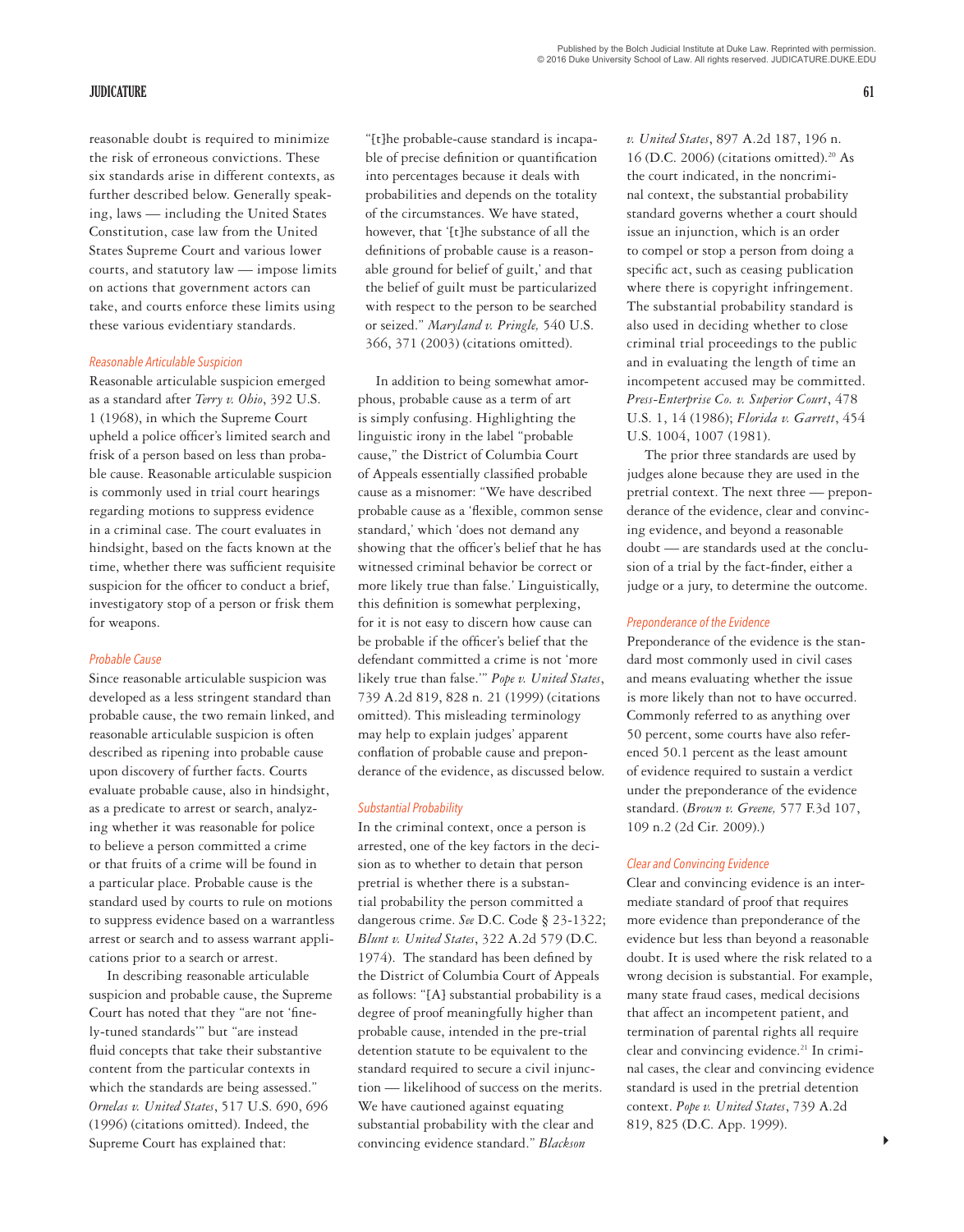reasonable doubt is required to minimize the risk of erroneous convictions. These six standards arise in different contexts, as further described below. Generally speaking, laws — including the United States Constitution, case law from the United States Supreme Court and various lower courts, and statutory law — impose limits on actions that government actors can take, and courts enforce these limits using these various evidentiary standards.

### *Reasonable Articulable Suspicion*

Reasonable articulable suspicion emerged as a standard after *Terry v. Ohio*, 392 U.S. 1 (1968), in which the Supreme Court upheld a police officer's limited search and frisk of a person based on less than probable cause. Reasonable articulable suspicion is commonly used in trial court hearings regarding motions to suppress evidence in a criminal case. The court evaluates in hindsight, based on the facts known at the time, whether there was sufficient requisite suspicion for the officer to conduct a brief, investigatory stop of a person or frisk them for weapons.

### *Probable Cause*

Since reasonable articulable suspicion was developed as a less stringent standard than probable cause, the two remain linked, and reasonable articulable suspicion is often described as ripening into probable cause upon discovery of further facts. Courts evaluate probable cause, also in hindsight, as a predicate to arrest or search, analyzing whether it was reasonable for police to believe a person committed a crime or that fruits of a crime will be found in a particular place. Probable cause is the standard used by courts to rule on motions to suppress evidence based on a warrantless arrest or search and to assess warrant applications prior to a search or arrest.

In describing reasonable articulable suspicion and probable cause, the Supreme Court has noted that they "are not 'finely-tuned standards'" but "are instead fluid concepts that take their substantive content from the particular contexts in which the standards are being assessed." *Ornelas v. United States*, 517 U.S. 690, 696 (1996) (citations omitted). Indeed, the Supreme Court has explained that:

"[t]he probable-cause standard is incapable of precise definition or quantification into percentages because it deals with probabilities and depends on the totality of the circumstances. We have stated, however, that '[t]he substance of all the definitions of probable cause is a reasonable ground for belief of guilt,' and that the belief of guilt must be particularized with respect to the person to be searched or seized." *Maryland v. Pringle,* 540 U.S. 366, 371 (2003) (citations omitted).

In addition to being somewhat amorphous, probable cause as a term of art is simply confusing. Highlighting the linguistic irony in the label "probable cause," the District of Columbia Court of Appeals essentially classified probable cause as a misnomer: "We have described probable cause as a 'flexible, common sense standard,' which 'does not demand any showing that the officer's belief that he has witnessed criminal behavior be correct or more likely true than false.' Linguistically, this definition is somewhat perplexing, for it is not easy to discern how cause can be probable if the officer's belief that the defendant committed a crime is not 'more likely true than false.'" *Pope v. United States*, 739 A.2d 819, 828 n. 21 (1999) (citations omitted). This misleading terminology may help to explain judges' apparent conflation of probable cause and preponderance of the evidence, as discussed below.

### *Substantial Probability*

In the criminal context, once a person is arrested, one of the key factors in the decision as to whether to detain that person pretrial is whether there is a substantial probability the person committed a dangerous crime. *See* D.C. Code § 23-1322; *Blunt v. United States*, 322 A.2d 579 (D.C. 1974). The standard has been defined by the District of Columbia Court of Appeals as follows: "[A] substantial probability is a degree of proof meaningfully higher than probable cause, intended in the pre-trial detention statute to be equivalent to the standard required to secure a civil injunction — likelihood of success on the merits. We have cautioned against equating substantial probability with the clear and convincing evidence standard." *Blackson v. United States*, 897 A.2d 187, 196 n. 16 (D.C. 2006) (citations omitted).[20] As the court indicated, in the noncriminal context, the substantial probability standard governs whether a court should issue an injunction, which is an order to compel or stop a person from doing a specific act, such as ceasing publication where there is copyright infringement. The substantial probability standard is also used in deciding whether to close criminal trial proceedings to the public and in evaluating the length of time an incompetent accused may be committed. *Press-Enterprise Co. v. Superior Court*, 478 U.S. 1, 14 (1986); *Florida v. Garrett*, 454 U.S. 1004, 1007 (1981).

The prior three standards are used by judges alone because they are used in the pretrial context. The next three — preponderance of the evidence, clear and convincing evidence, and beyond a reasonable doubt — are standards used at the conclusion of a trial by the fact-finder, either a judge or a jury, to determine the outcome.

### *Preponderance of the Evidence*

Preponderance of the evidence is the standard most commonly used in civil cases and means evaluating whether the issue is more likely than not to have occurred. Commonly referred to as anything over 50 percent, some courts have also referenced 50.1 percent as the least amount of evidence required to sustain a verdict under the preponderance of the evidence standard. (*Brown v. Greene,* 577 F.3d 107, 109 n.2 (2d Cir. 2009).)

### *Clear and Convincing Evidence*

Clear and convincing evidence is an intermediate standard of proof that requires more evidence than preponderance of the evidence but less than beyond a reasonable doubt. It is used where the risk related to a wrong decision is substantial. For example, many state fraud cases, medical decisions that affect an incompetent patient, and termination of parental rights all require clear and convincing evidence.[21] In criminal cases, the clear and convincing evidence standard is used in the pretrial detention context. *Pope v. United States*, 739 A.2d 819, 825 (D.C. App. 1999).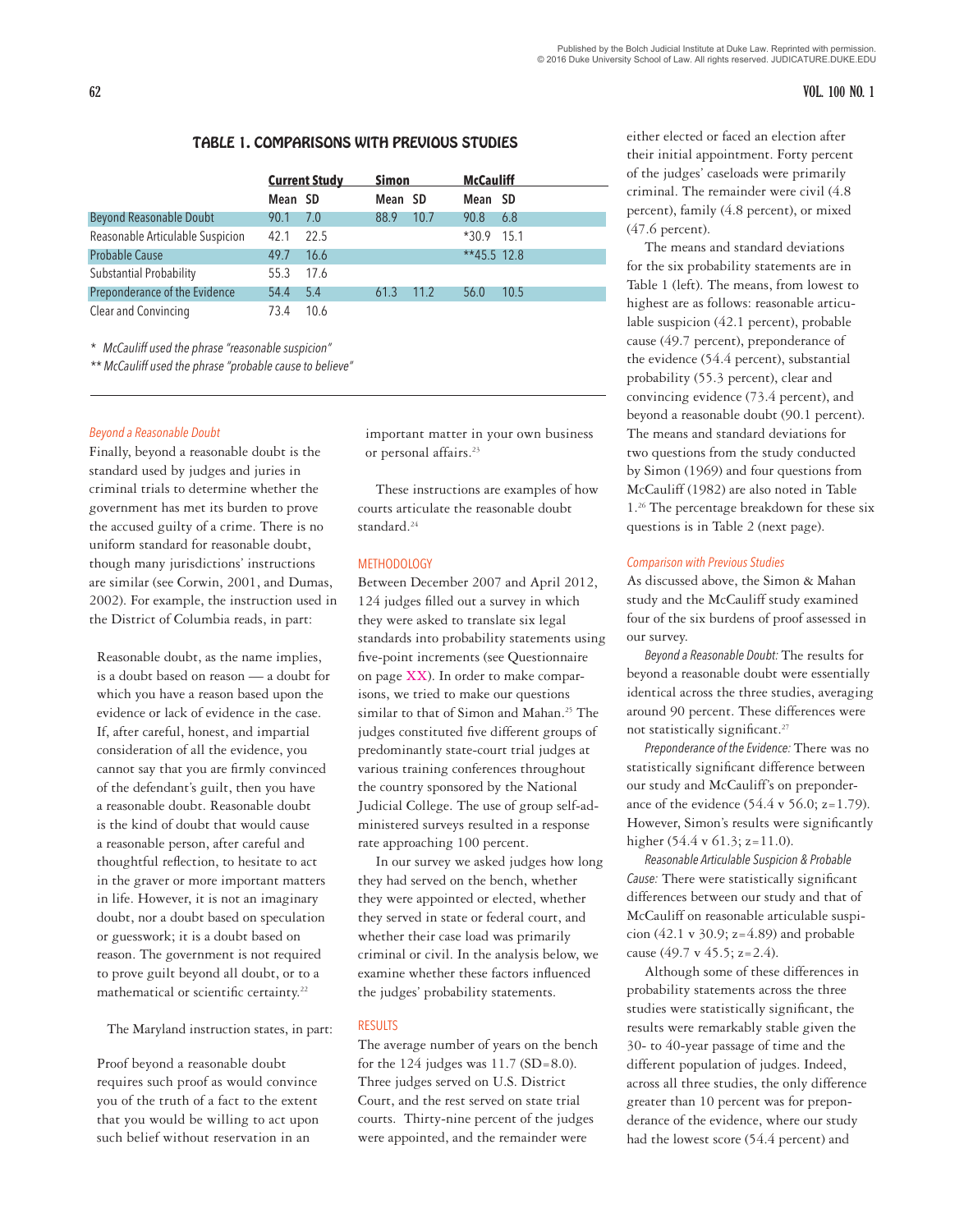## TABLE 1. COMPARISONS WITH PREVIOUS STUDIES

| | Current Study | | Simon | | McCauliff | |
|---|---|---|---|---|---|---|
| | Mean | SD | Mean | SD | Mean | SD |
| Beyond Reasonable Doubt | 90.1 | 7.0 | 88.9 | 10.7 | 90.8 | 6.8 |
| Reasonable Articulable Suspicion | 42.1 | 22.5 | | | *30.9 | 15.1 |
| Probable Cause | 49.7 | 16.6 | | | **45.5 | 12.8 |
| Substantial Probability | 55.3 | 17.6 | | | | |
| Preponderance of the Evidence | 54.4 | 5.4 | 61.3 | 11.2 | 56.0 | 10.5 |
| Clear and Convincing | 73.4 | 10.6 | | | | |

* *McCauliff used the phrase "reasonable suspicion"*

** *McCauliff used the phrase "probable cause to believe"*

*Beyond a Reasonable Doubt*

Finally, beyond a reasonable doubt is the standard used by judges and juries in criminal trials to determine whether the government has met its burden to prove the accused guilty of a crime. There is no uniform standard for reasonable doubt, though many jurisdictions' instructions are similar (see Corwin, 2001, and Dumas, 2002). For example, the instruction used in the District of Columbia reads, in part:

> Reasonable doubt, as the name implies, is a doubt based on reason — a doubt for which you have a reason based upon the evidence or lack of evidence in the case. If, after careful, honest, and impartial consideration of all the evidence, you cannot say that you are firmly convinced of the defendant's guilt, then you have a reasonable doubt. Reasonable doubt is the kind of doubt that would cause a reasonable person, after careful and thoughtful reflection, to hesitate to act in the graver or more important matters in life. However, it is not an imaginary doubt, nor a doubt based on speculation or guesswork; it is a doubt based on reason. The government is not required to prove guilt beyond all doubt, or to a mathematical or scientific certainty.[22]

The Maryland instruction states, in part:

> Proof beyond a reasonable doubt requires such proof as would convince you of the truth of a fact to the extent that you would be willing to act upon such belief without reservation in an important matter in your own business or personal affairs.[23]

These instructions are examples of how courts articulate the reasonable doubt standard.[24]

### METHODOLOGY

Between December 2007 and April 2012, 124 judges filled out a survey in which they were asked to translate six legal standards into probability statements using five-point increments (see Questionnaire on page XX). In order to make comparisons, we tried to make our questions similar to that of Simon and Mahan.[25] The judges constituted five different groups of predominantly state-court trial judges at various training conferences throughout the country sponsored by the National Judicial College. The use of group self-administered surveys resulted in a response rate approaching 100 percent.

In our survey we asked judges how long they had served on the bench, whether they were appointed or elected, whether they served in state or federal court, and whether their case load was primarily criminal or civil. In the analysis below, we examine whether these factors influenced the judges' probability statements.

### RESULTS

The average number of years on the bench for the 124 judges was 11.7 (SD=8.0). Three judges served on U.S. District Court, and the rest served on state trial courts. Thirty-nine percent of the judges were appointed, and the remainder were either elected or faced an election after their initial appointment. Forty percent of the judges' caseloads were primarily criminal. The remainder were civil (4.8 percent), family (4.8 percent), or mixed (47.6 percent).

The means and standard deviations for the six probability statements are in Table 1 (left). The means, from lowest to highest are as follows: reasonable articulable suspicion (42.1 percent), probable cause (49.7 percent), preponderance of the evidence (54.4 percent), substantial probability (55.3 percent), clear and convincing evidence (73.4 percent), and beyond a reasonable doubt (90.1 percent). The means and standard deviations for two questions from the study conducted by Simon (1969) and four questions from McCauliff (1982) are also noted in Table 1.[26] The percentage breakdown for these six questions is in Table 2 (next page).

*Comparison with Previous Studies*

As discussed above, the Simon & Mahan study and the McCauliff study examined four of the six burdens of proof assessed in our survey.

*Beyond a Reasonable Doubt:* The results for beyond a reasonable doubt were essentially identical across the three studies, averaging around 90 percent. These differences were not statistically significant.[27]

*Preponderance of the Evidence:* There was no statistically significant difference between our study and McCauliff's on preponderance of the evidence (54.4 v 56.0; z=1.79). However, Simon's results were significantly higher (54.4 v 61.3; z=11.0).

*Reasonable Articulable Suspicion & Probable Cause:* There were statistically significant differences between our study and that of McCauliff on reasonable articulable suspicion (42.1 v 30.9; z=4.89) and probable cause (49.7 v 45.5; z=2.4).

Although some of these differences in probability statements across the three studies were statistically significant, the results were remarkably stable given the 30- to 40-year passage of time and the different population of judges. Indeed, across all three studies, the only difference greater than 10 percent was for preponderance of the evidence, where our study had the lowest score (54.4 percent) and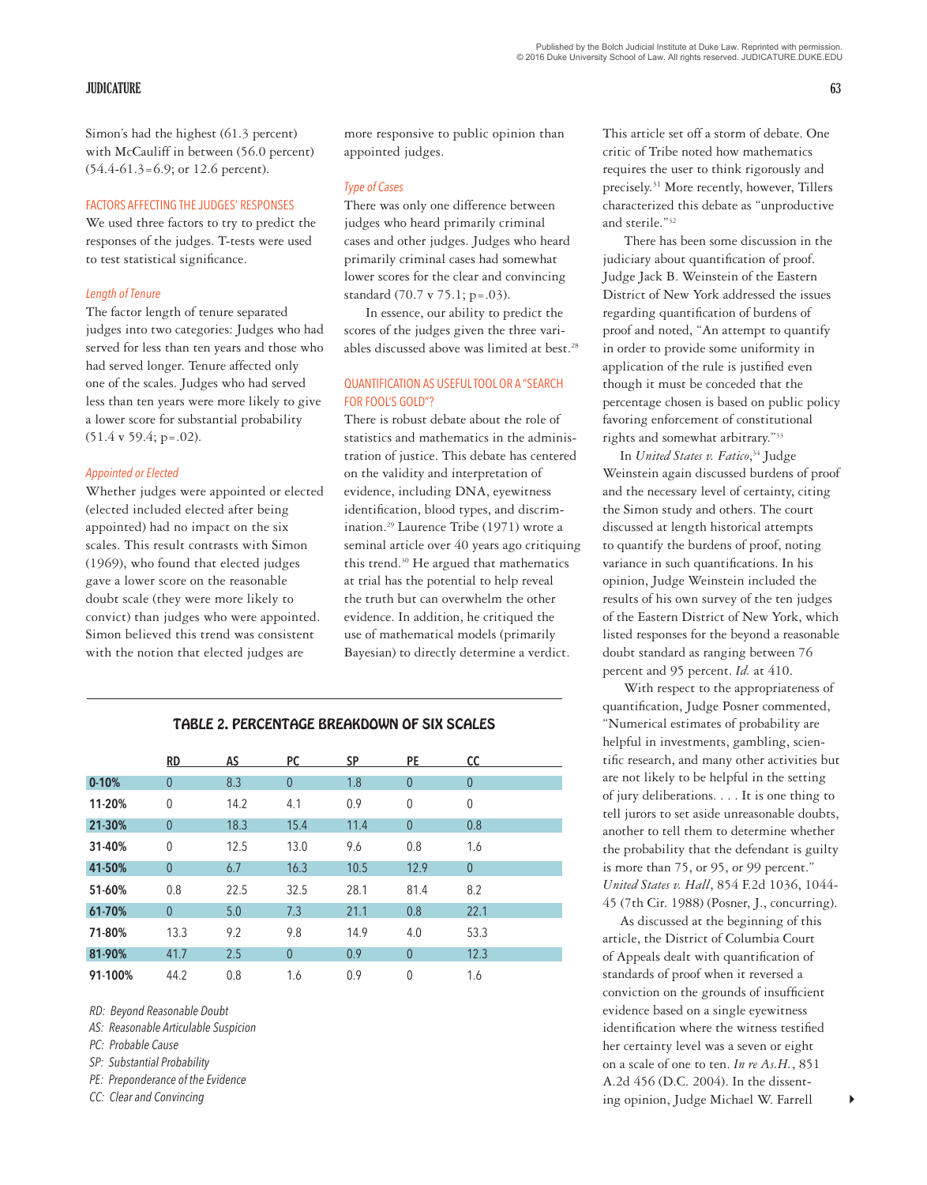Simon's had the highest (61.3 percent) with McCauliff in between (56.0 percent) (54.4-61.3=6.9; or 12.6 percent).

## FACTORS AFFECTING THE JUDGES' RESPONSES

We used three factors to try to predict the responses of the judges. T-tests were used to test statistical significance.

### *Length of Tenure*

The factor length of tenure separated judges into two categories: Judges who had served for less than ten years and those who had served longer. Tenure affected only one of the scales. Judges who had served less than ten years were more likely to give a lower score for substantial probability (51.4 v 59.4; p=.02).

### *Appointed or Elected*

Whether judges were appointed or elected (elected included elected after being appointed) had no impact on the six scales. This result contrasts with Simon (1969), who found that elected judges gave a lower score on the reasonable doubt scale (they were more likely to convict) than judges who were appointed. Simon believed this trend was consistent with the notion that elected judges are more responsive to public opinion than appointed judges.

### *Type of Cases*

There was only one difference between judges who heard primarily criminal cases and other judges. Judges who heard primarily criminal cases had somewhat lower scores for the clear and convincing standard (70.7 v 75.1; p=.03).

In essence, our ability to predict the scores of the judges given the three variables discussed above was limited at best.[28]

## QUANTIFICATION AS USEFUL TOOL OR A "SEARCH FOR FOOL'S GOLD"?

There is robust debate about the role of statistics and mathematics in the administration of justice. This debate has centered on the validity and interpretation of evidence, including DNA, eyewitness identification, blood types, and discrimination.[29] Laurence Tribe (1971) wrote a seminal article over 40 years ago critiquing this trend.[30] He argued that mathematics at trial has the potential to help reveal the truth but can overwhelm the other evidence. In addition, he critiqued the use of mathematical models (primarily Bayesian) to directly determine a verdict.

This article set off a storm of debate. One critic of Tribe noted how mathematics requires the user to think rigorously and precisely.[31] More recently, however, Tillers characterized this debate as "unproductive and sterile."[32]

There has been some discussion in the judiciary about quantification of proof. Judge Jack B. Weinstein of the Eastern District of New York addressed the issues regarding quantification of burdens of proof and noted, "An attempt to quantify in order to provide some uniformity in application of the rule is justified even though it must be conceded that the percentage chosen is based on public policy favoring enforcement of constitutional rights and somewhat arbitrary."[33]

In *United States v. Fatico*,[34] Judge Weinstein again discussed burdens of proof and the necessary level of certainty, citing the Simon study and others. The court discussed at length historical attempts to quantify the burdens of proof, noting variance in such quantifications. In his opinion, Judge Weinstein included the results of his own survey of the ten judges of the Eastern District of New York, which listed responses for the beyond a reasonable doubt standard as ranging between 76 percent and 95 percent. *Id.* at 410.

With respect to the appropriateness of quantification, Judge Posner commented, "Numerical estimates of probability are helpful in investments, gambling, scientific research, and many other activities but are not likely to be helpful in the setting of jury deliberations. . . . It is one thing to tell jurors to set aside unreasonable doubts, another to tell them to determine whether the probability that the defendant is guilty is more than 75, or 95, or 99 percent." *United States v. Hall*, 854 F.2d 1036, 1044-45 (7th Cir. 1988) (Posner, J., concurring).

As discussed at the beginning of this article, the District of Columbia Court of Appeals dealt with quantification of standards of proof when it reversed a conviction on the grounds of insufficient evidence based on a single eyewitness identification where the witness testified her certainty level was a seven or eight on a scale of one to ten. *In re As.H.*, 851 A.2d 456 (D.C. 2004). In the dissenting opinion, Judge Michael W. Farrell

**TABLE 2. PERCENTAGE BREAKDOWN OF SIX SCALES**

| | RD | AS | PC | SP | PE | CC |
|---|---|---|---|---|---|---|
| 0-10% | 0 | 8.3 | 0 | 1.8 | 0 | 0 |
| 11-20% | 0 | 14.2 | 4.1 | 0.9 | 0 | 0 |
| 21-30% | 0 | 18.3 | 15.4 | 11.4 | 0 | 0.8 |
| 31-40% | 0 | 12.5 | 13.0 | 9.6 | 0.8 | 1.6 |
| 41-50% | 0 | 6.7 | 16.3 | 10.5 | 12.9 | 0 |
| 51-60% | 0.8 | 22.5 | 32.5 | 28.1 | 81.4 | 8.2 |
| 61-70% | 0 | 5.0 | 7.3 | 21.1 | 0.8 | 22.1 |
| 71-80% | 13.3 | 9.2 | 9.8 | 14.9 | 4.0 | 53.3 |
| 81-90% | 41.7 | 2.5 | 0 | 0.9 | 0 | 12.3 |
| 91-100% | 44.2 | 0.8 | 1.6 | 0.9 | 0 | 1.6 |

*RD: Beyond Reasonable Doubt*
*AS: Reasonable Articulable Suspicion*
*PC: Probable Cause*
*SP: Substantial Probability*
*PE: Preponderance of the Evidence*
*CC: Clear and Convincing*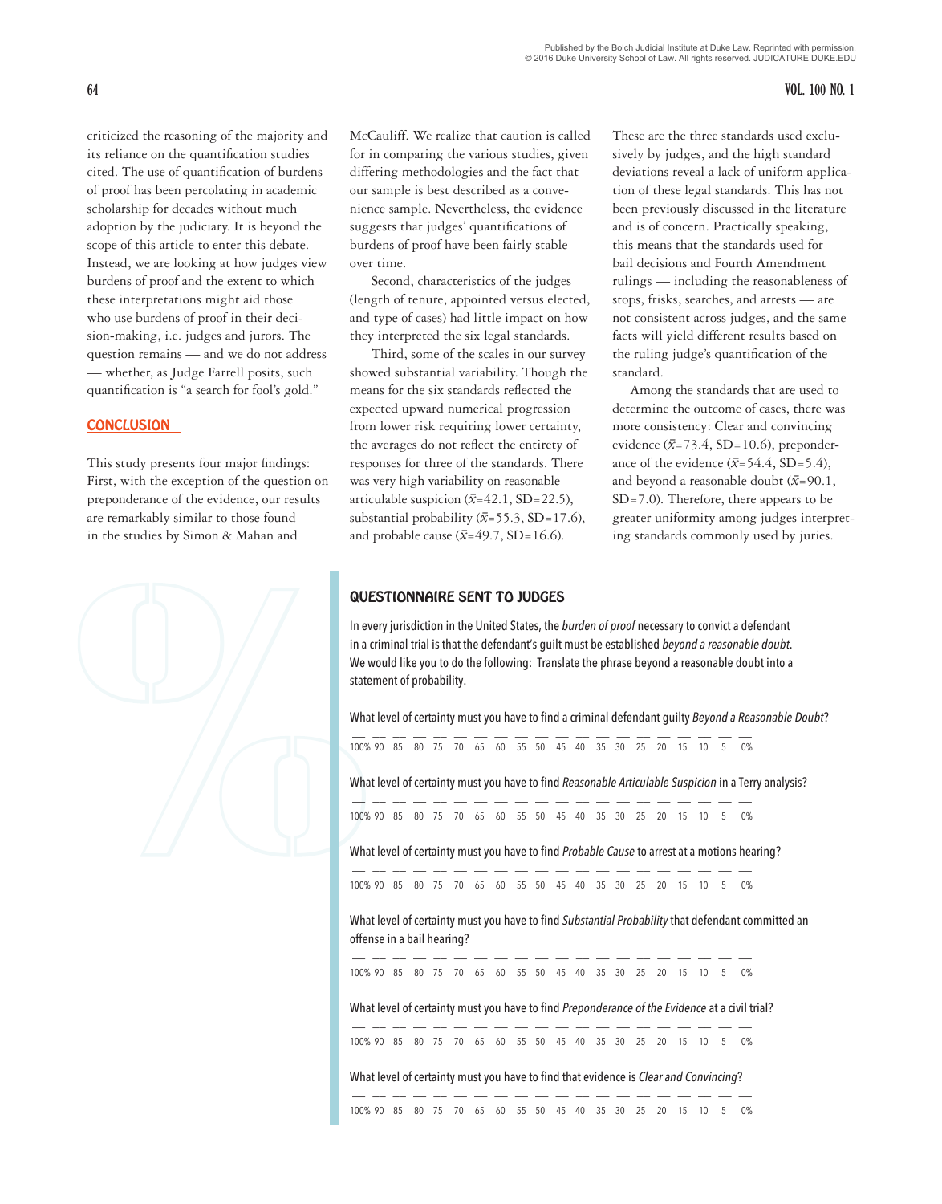criticized the reasoning of the majority and its reliance on the quantification studies cited. The use of quantification of burdens of proof has been percolating in academic scholarship for decades without much adoption by the judiciary. It is beyond the scope of this article to enter this debate. Instead, we are looking at how judges view burdens of proof and the extent to which these interpretations might aid those who use burdens of proof in their decision-making, i.e. judges and jurors. The question remains — and we do not address — whether, as Judge Farrell posits, such quantification is "a search for fool's gold."

## CONCLUSION

This study presents four major findings: First, with the exception of the question on preponderance of the evidence, our results are remarkably similar to those found in the studies by Simon & Mahan and McCauliff. We realize that caution is called for in comparing the various studies, given differing methodologies and the fact that our sample is best described as a convenience sample. Nevertheless, the evidence suggests that judges' quantifications of burdens of proof have been fairly stable over time.

Second, characteristics of the judges (length of tenure, appointed versus elected, and type of cases) had little impact on how they interpreted the six legal standards.

Third, some of the scales in our survey showed substantial variability. Though the means for the six standards reflected the expected upward numerical progression from lower risk requiring lower certainty, the averages do not reflect the entirety of responses for three of the standards. There was very high variability on reasonable articulable suspicion ($\bar{x}$=42.1, SD=22.5), substantial probability ($\bar{x}$=55.3, SD=17.6), and probable cause ($\bar{x}$=49.7, SD=16.6). These are the three standards used exclusively by judges, and the high standard deviations reveal a lack of uniform application of these legal standards. This has not been previously discussed in the literature and is of concern. Practically speaking, this means that the standards used for bail decisions and Fourth Amendment rulings — including the reasonableness of stops, frisks, searches, and arrests — are not consistent across judges, and the same facts will yield different results based on the ruling judge's quantification of the standard.

Among the standards that are used to determine the outcome of cases, there was more consistency: Clear and convincing evidence ($\bar{x}$=73.4, SD=10.6), preponderance of the evidence ($\bar{x}$=54.4, SD=5.4), and beyond a reasonable doubt ($\bar{x}$=90.1, SD=7.0). Therefore, there appears to be greater uniformity among judges interpreting standards commonly used by juries.

## QUESTIONNAIRE SENT TO JUDGES

In every jurisdiction in the United States, the *burden of proof* necessary to convict a defendant in a criminal trial is that the defendant's guilt must be established *beyond a reasonable doubt*. We would like you to do the following: Translate the phrase beyond a reasonable doubt into a statement of probability.

What level of certainty must you have to find a criminal defendant guilty *Beyond a Reasonable Doubt*?

__ __ __ __ __ __ __ __ __ __ __ __ __ __ __ __ __ __ __ __ __
100% 90 85 80 75 70 65 60 55 50 45 40 35 30 25 20 15 10 5 0%

What level of certainty must you have to find *Reasonable Articulable Suspicion* in a Terry analysis?

__ __ __ __ __ __ __ __ __ __ __ __ __ __ __ __ __ __ __ __ __
100% 90 85 80 75 70 65 60 55 50 45 40 35 30 25 20 15 10 5 0%

What level of certainty must you have to find *Probable Cause* to arrest at a motions hearing?

__ __ __ __ __ __ __ __ __ __ __ __ __ __ __ __ __ __ __ __ __
100% 90 85 80 75 70 65 60 55 50 45 40 35 30 25 20 15 10 5 0%

What level of certainty must you have to find *Substantial Probability* that defendant committed an offense in a bail hearing?

__ __ __ __ __ __ __ __ __ __ __ __ __ __ __ __ __ __ __ __ __
100% 90 85 80 75 70 65 60 55 50 45 40 35 30 25 20 15 10 5 0%

What level of certainty must you have to find *Preponderance of the Evidence* at a civil trial?

__ __ __ __ __ __ __ __ __ __ __ __ __ __ __ __ __ __ __ __ __
100% 90 85 80 75 70 65 60 55 50 45 40 35 30 25 20 15 10 5 0%

What level of certainty must you have to find that evidence is *Clear and Convincing*?

__ __ __ __ __ __ __ __ __ __ __ __ __ __ __ __ __ __ __ __ __
100% 90 85 80 75 70 65 60 55 50 45 40 35 30 25 20 15 10 5 0%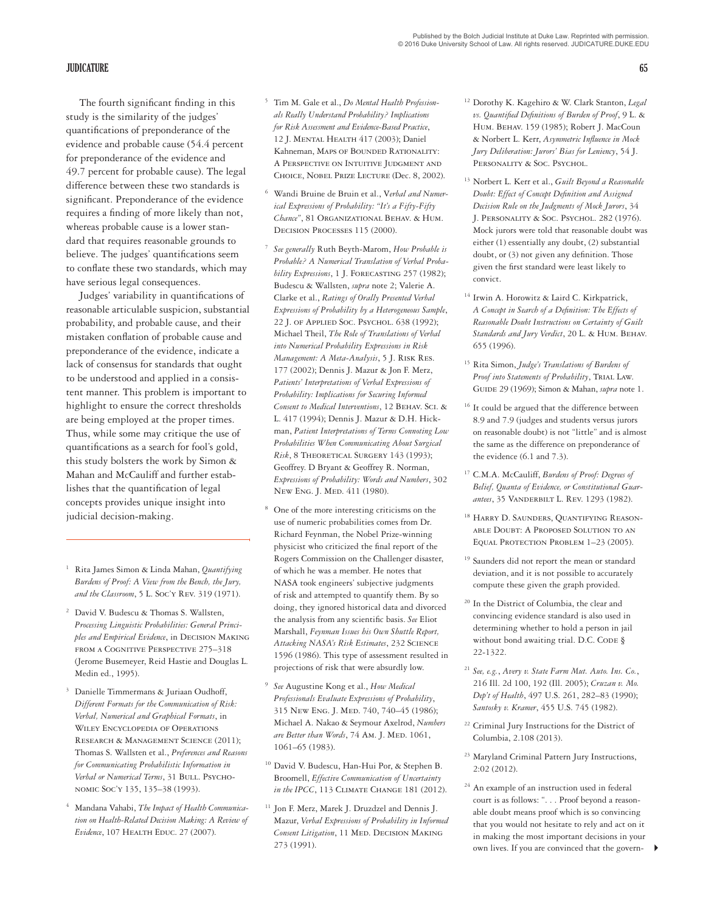The fourth significant finding in this study is the similarity of the judges' quantifications of preponderance of the evidence and probable cause (54.4 percent for preponderance of the evidence and 49.7 percent for probable cause). The legal difference between these two standards is significant. Preponderance of the evidence requires a finding of more likely than not, whereas probable cause is a lower standard that requires reasonable grounds to believe. The judges' quantifications seem to conflate these two standards, which may have serious legal consequences.

Judges' variability in quantifications of reasonable articulable suspicion, substantial probability, and probable cause, and their mistaken conflation of probable cause and preponderance of the evidence, indicate a lack of consensus for standards that ought to be understood and applied in a consistent manner. This problem is important to highlight to ensure the correct thresholds are being employed at the proper times. Thus, while some may critique the use of quantifications as a search for fool's gold, this study bolsters the work by Simon & Mahan and McCauliff and further establishes that the quantification of legal concepts provides unique insight into judicial decision-making.

---

1. Rita James Simon & Linda Mahan, *Quantifying Burdens of Proof: A View from the Bench, the Jury, and the Classroom*, 5 L. Soc'y Rev. 319 (1971).

2. David V. Budescu & Thomas S. Wallsten, *Processing Linguistic Probabilities: General Principles and Empirical Evidence*, in Decision Making from a Cognitive Perspective 275–318 (Jerome Busemeyer, Reid Hastie and Douglas L. Medin ed., 1995).

3. Danielle Timmermans & Juriaan Oudhoff, *Different Formats for the Communication of Risk: Verbal, Numerical and Graphical Formats*, in Wiley Encyclopedia of Operations Research & Management Science (2011); Thomas S. Wallsten et al., *Preferences and Reasons for Communicating Probabilistic Information in Verbal or Numerical Terms*, 31 Bull. Psychonomic Soc'y 135, 135–38 (1993).

4. Mandana Vahabi, *The Impact of Health Communication on Health-Related Decision Making: A Review of Evidence*, 107 Health Educ. 27 (2007).

5. Tim M. Gale et al., *Do Mental Health Professionals Really Understand Probability? Implications for Risk Assessment and Evidence-Based Practice*, 12 J. Mental Health 417 (2003); Daniel Kahneman, Maps of Bounded Rationality: A Perspective on Intuitive Judgment and Choice, Nobel Prize Lecture (Dec. 8, 2002).

6. Wandi Bruine de Bruin et al., *Verbal and Numerical Expressions of Probability: "It's a Fifty-Fifty Chance"*, 81 Organizational Behav. & Hum. Decision Processes 115 (2000).

7. *See generally* Ruth Beyth-Marom, *How Probable is Probable? A Numerical Translation of Verbal Probability Expressions*, 1 J. Forecasting 257 (1982); Budescu & Wallsten, *supra* note 2; Valerie A. Clarke et al., *Ratings of Orally Presented Verbal Expressions of Probability by a Heterogeneous Sample*, 22 J. of Applied Soc. Psychol. 638 (1992); Michael Theil, *The Role of Translations of Verbal into Numerical Probability Expressions in Risk Management: A Meta-Analysis*, 5 J. Risk Res. 177 (2002); Dennis J. Mazur & Jon F. Merz, *Patients' Interpretations of Verbal Expressions of Probability: Implications for Securing Informed Consent to Medical Interventions*, 12 Behav. Sci. & L. 417 (1994); Dennis J. Mazur & D.H. Hickman, *Patient Interpretations of Terms Connoting Low Probabilities When Communicating About Surgical Risk*, 8 Theoretical Surgery 143 (1993); Geoffrey. D Bryant & Geoffrey R. Norman, *Expressions of Probability: Words and Numbers*, 302 New Eng. J. Med. 411 (1980).

8. One of the more interesting criticisms on the use of numeric probabilities comes from Dr. Richard Feynman, the Nobel Prize-winning physicist who criticized the final report of the Rogers Commission on the Challenger disaster, of which he was a member. He notes that NASA took engineers' subjective judgments of risk and attempted to quantify them. By so doing, they ignored historical data and divorced the analysis from any scientific basis. *See* Eliot Marshall, *Feynman Issues his Own Shuttle Report, Attacking NASA's Risk Estimates*, 232 Science 1596 (1986). This type of assessment resulted in projections of risk that were absurdly low.

9. *See* Augustine Kong et al., *How Medical Professionals Evaluate Expressions of Probability*, 315 New Eng. J. Med. 740, 740–45 (1986); Michael A. Nakao & Seymour Axelrod, *Numbers are Better than Words*, 74 Am. J. Med. 1061, 1061–65 (1983).

10. David V. Budescu, Han-Hui Por, & Stephen B. Broomell, *Effective Communication of Uncertainty in the IPCC*, 113 Climate Change 181 (2012).

11. Jon F. Merz, Marek J. Druzdzel and Dennis J. Mazur, *Verbal Expressions of Probability in Informed Consent Litigation*, 11 Med. Decision Making 273 (1991).

12. Dorothy K. Kagehiro & W. Clark Stanton, *Legal vs. Quantified Definitions of Burden of Proof*, 9 L. & Hum. Behav. 159 (1985); Robert J. MacCoun & Norbert L. Kerr, *Asymmetric Influence in Mock Jury Deliberation: Jurors' Bias for Leniency*, 54 J. Personality & Soc. Psychol.

13. Norbert L. Kerr et al., *Guilt Beyond a Reasonable Doubt: Effect of Concept Definition and Assigned Decision Rule on the Judgments of Mock Jurors*, 34 J. Personality & Soc. Psychol. 282 (1976). Mock jurors were told that reasonable doubt was either (1) essentially any doubt, (2) substantial doubt, or (3) not given any definition. Those given the first standard were least likely to convict.

14. Irwin A. Horowitz & Laird C. Kirkpatrick, *A Concept in Search of a Definition: The Effects of Reasonable Doubt Instructions on Certainty of Guilt Standards and Jury Verdict*, 20 L. & Hum. Behav. 655 (1996).

15. Rita Simon, *Judge's Translations of Burdens of Proof into Statements of Probability*, Trial Law. Guide 29 (1969); Simon & Mahan, *supra* note 1.

16. It could be argued that the difference between 8.9 and 7.9 (judges and students versus jurors on reasonable doubt) is not "little" and is almost the same as the difference on preponderance of the evidence (6.1 and 7.3).

17. C.M.A. McCauliff, *Burdens of Proof: Degrees of Belief, Quanta of Evidence, or Constitutional Guarantees*, 35 Vanderbilt L. Rev. 1293 (1982).

18. Harry D. Saunders, Quantifying Reasonable Doubt: A Proposed Solution to an Equal Protection Problem 1–23 (2005).

19. Saunders did not report the mean or standard deviation, and it is not possible to accurately compute these given the graph provided.

20. In the District of Columbia, the clear and convincing evidence standard is also used in determining whether to hold a person in jail without bond awaiting trial. D.C. Code § 22-1322.

21. *See, e.g.*, *Avery v. State Farm Mut. Auto. Ins. Co.*, 216 Ill. 2d 100, 192 (Ill. 2005); *Cruzan v. Mo. Dep't of Health*, 497 U.S. 261, 282–83 (1990); *Santosky v. Kramer*, 455 U.S. 745 (1982).

22. Criminal Jury Instructions for the District of Columbia, 2.108 (2013).

23. Maryland Criminal Pattern Jury Instructions, 2:02 (2012).

24. An example of an instruction used in federal court is as follows: ". . . Proof beyond a reasonable doubt means proof which is so convincing that you would not hesitate to rely and act on it in making the most important decisions in your own lives. If you are convinced that the govern-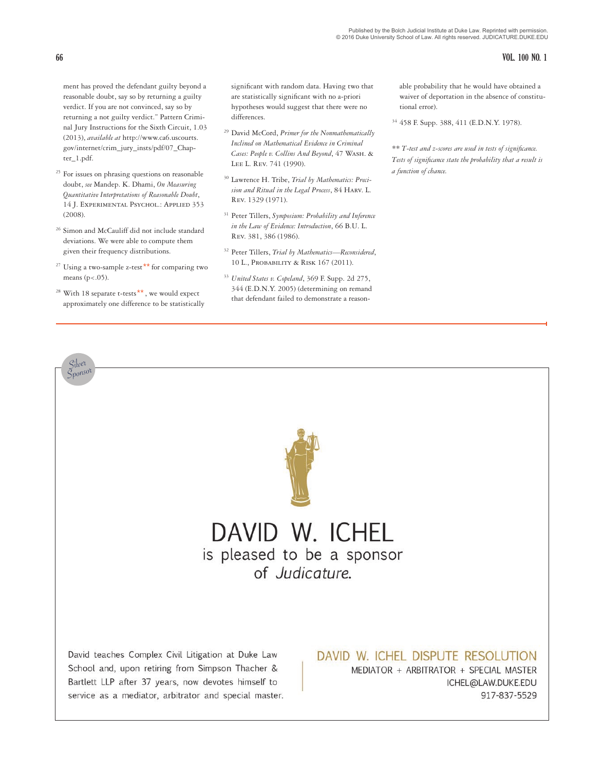ment has proved the defendant guilty beyond a reasonable doubt, say so by returning a guilty verdict. If you are not convinced, say so by returning a not guilty verdict." Pattern Criminal Jury Instructions for the Sixth Circuit, 1.03 (2013), *available at* http://www.ca6.uscourts.gov/internet/crim_jury_insts/pdf/07_Chapter_1.pdf.

[25] For issues on phrasing questions on reasonable doubt, *see* Mandep. K. Dhami, *On Measuring Quantitative Interpretations of Reasonable Doubt*, 14 J. Experimental Psychol.: Applied 353 (2008).

[26] Simon and McCauliff did not include standard deviations. We were able to compute them given their frequency distributions.

[27] Using a two-sample z-test** for comparing two means (p<.05).

[28] With 18 separate t-tests**, we would expect approximately one difference to be statistically significant with random data. Having two that are statistically significant with no a-priori hypotheses would suggest that there were no differences.

[29] David McCord, *Primer for the Nonmathematically Inclined on Mathematical Evidence in Criminal Cases: People v. Collins And Beyond*, 47 Wash. & Lee L. Rev. 741 (1990).

[30] Lawrence H. Tribe, *Trial by Mathematics: Precision and Ritual in the Legal Process*, 84 Harv. L. Rev. 1329 (1971).

[31] Peter Tillers, *Symposium: Probability and Inference in the Law of Evidence: Introduction*, 66 B.U. L. Rev. 381, 386 (1986).

[32] Peter Tillers, *Trial by Mathematics—Reconsidered*, 10 L., Probability & Risk 167 (2011).

[33] *United States v. Copeland*, 369 F. Supp. 2d 275, 344 (E.D.N.Y. 2005) (determining on remand that defendant failed to demonstrate a reasonable probability that he would have obtained a waiver of deportation in the absence of constitutional error).

[34] 458 F. Supp. 388, 411 (E.D.N.Y. 1978).

*\*\* T-test and z-scores are used in tests of significance. Tests of significance state the probability that a result is a function of chance.*

---

Silver Sponsor

DAVID W. ICHEL

is pleased to be a sponsor of *Judicature*.

David teaches Complex Civil Litigation at Duke Law School and, upon retiring from Simpson Thacher & Bartlett LLP after 37 years, now devotes himself to service as a mediator, arbitrator and special master.

DAVID W. ICHEL DISPUTE RESOLUTION

MEDIATOR + ARBITRATOR + SPECIAL MASTER

ICHEL@LAW.DUKE.EDU

917-837-5529